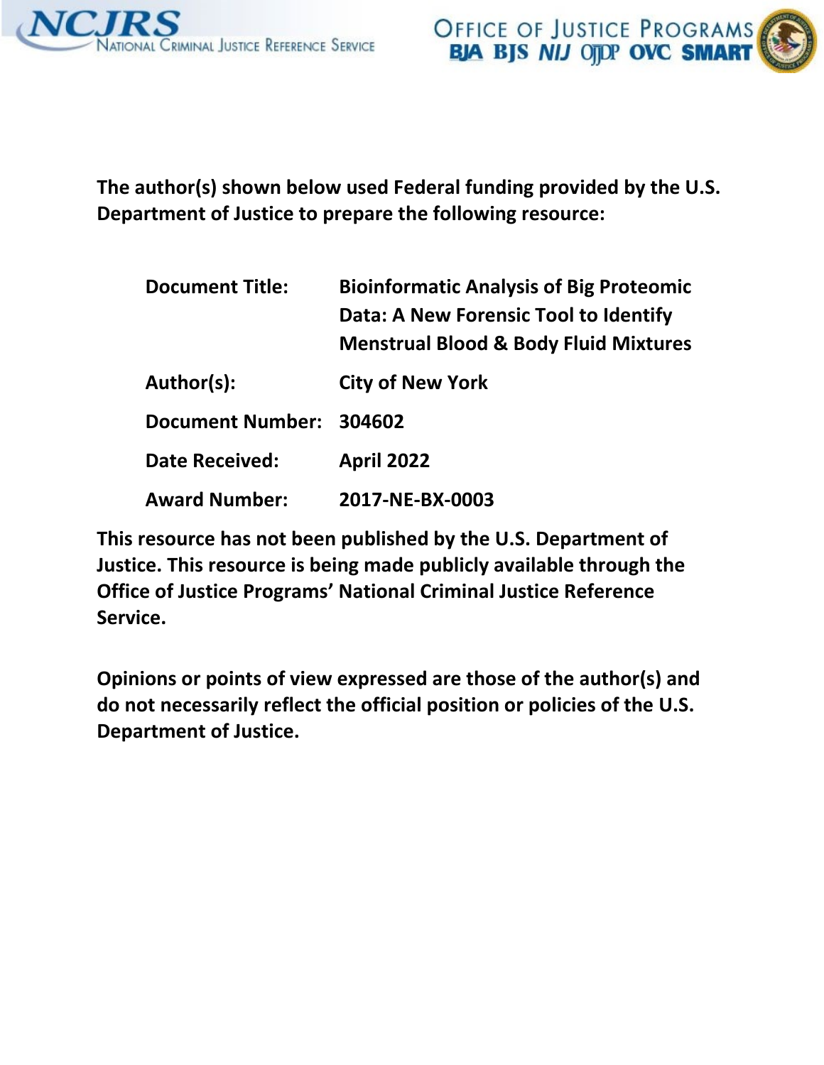NCJRS National Criminal Justice Reference Service

Office of Justice Programs
BJA BJS NIJ OJJDP OVC SMART

**The author(s) shown below used Federal funding provided by the U.S. Department of Justice to prepare the following resource:**

| | |
|---|---|
| **Document Title:** | **Bioinformatic Analysis of Big Proteomic Data: A New Forensic Tool to Identify Menstrual Blood & Body Fluid Mixtures** |
| **Author(s):** | **City of New York** |
| **Document Number:** | **304602** |
| **Date Received:** | **April 2022** |
| **Award Number:** | **2017-NE-BX-0003** |

**This resource has not been published by the U.S. Department of Justice. This resource is being made publicly available through the Office of Justice Programs' National Criminal Justice Reference Service.**

**Opinions or points of view expressed are those of the author(s) and do not necessarily reflect the official position or policies of the U.S. Department of Justice.**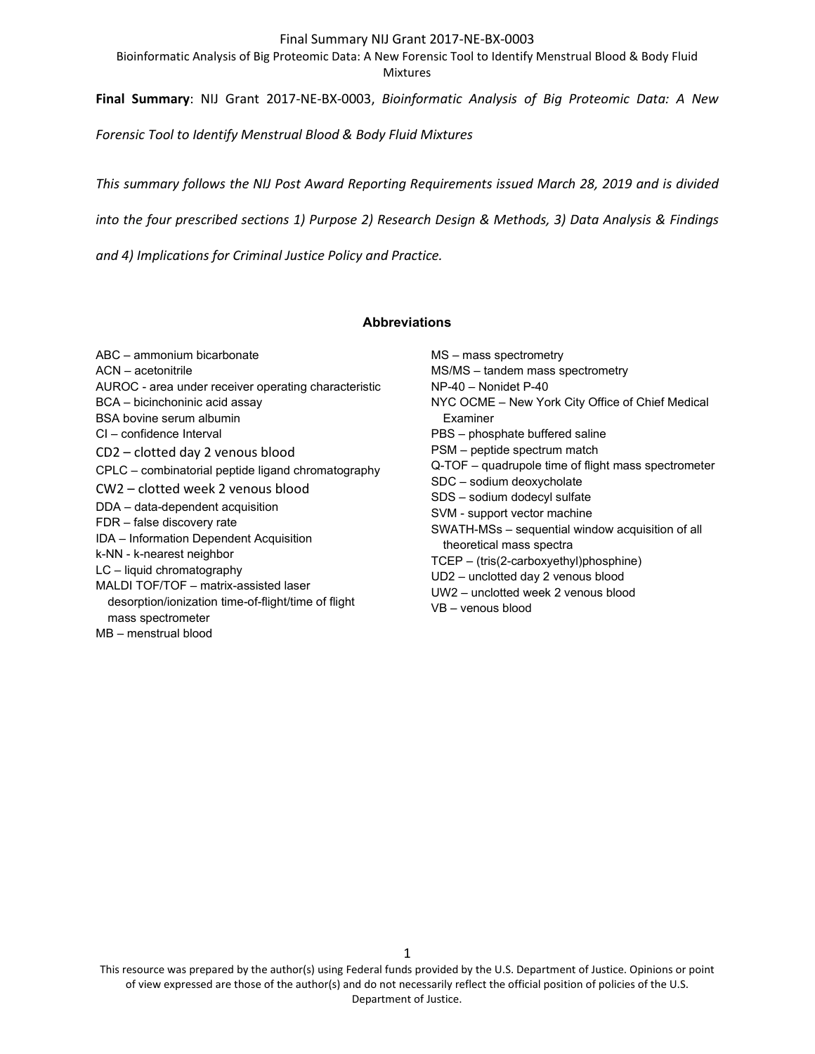**Final Summary**: NIJ Grant 2017-NE-BX-0003, *Bioinformatic Analysis of Big Proteomic Data: A New Forensic Tool to Identify Menstrual Blood & Body Fluid Mixtures*

*This summary follows the NIJ Post Award Reporting Requirements issued March 28, 2019 and is divided into the four prescribed sections 1) Purpose 2) Research Design & Methods, 3) Data Analysis & Findings and 4) Implications for Criminal Justice Policy and Practice.*

## Abbreviations

ABC – ammonium bicarbonate
ACN – acetonitrile
AUROC - area under receiver operating characteristic
BCA – bicinchoninic acid assay
BSA bovine serum albumin
CI – confidence Interval
CD2 – clotted day 2 venous blood
CPLC – combinatorial peptide ligand chromatography
CW2 – clotted week 2 venous blood
DDA – data-dependent acquisition
FDR – false discovery rate
IDA – Information Dependent Acquisition
k-NN - k-nearest neighbor
LC – liquid chromatography
MALDI TOF/TOF – matrix-assisted laser desorption/ionization time-of-flight/time of flight mass spectrometer
MB – menstrual blood
MS – mass spectrometry
MS/MS – tandem mass spectrometry
NP-40 – Nonidet P-40
NYC OCME – New York City Office of Chief Medical Examiner
PBS – phosphate buffered saline
PSM – peptide spectrum match
Q-TOF – quadrupole time of flight mass spectrometer
SDC – sodium deoxycholate
SDS – sodium dodecyl sulfate
SVM - support vector machine
SWATH-MSs – sequential window acquisition of all theoretical mass spectra
TCEP – (tris(2-carboxyethyl)phosphine)
UD2 – unclotted day 2 venous blood
UW2 – unclotted week 2 venous blood
VB – venous blood

This resource was prepared by the author(s) using Federal funds provided by the U.S. Department of Justice. Opinions or point of view expressed are those of the author(s) and do not necessarily reflect the official position of policies of the U.S. Department of Justice.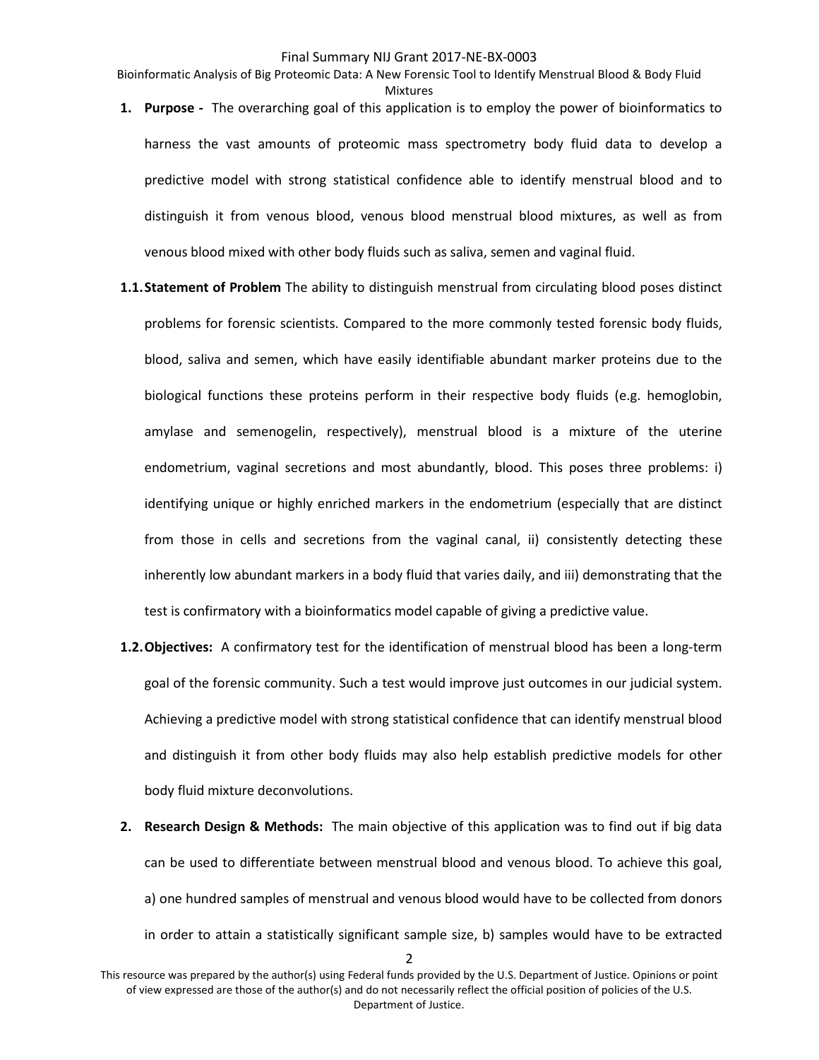1. **Purpose -** The overarching goal of this application is to employ the power of bioinformatics to harness the vast amounts of proteomic mass spectrometry body fluid data to develop a predictive model with strong statistical confidence able to identify menstrual blood and to distinguish it from venous blood, venous blood menstrual blood mixtures, as well as from venous blood mixed with other body fluids such as saliva, semen and vaginal fluid.

1.1. **Statement of Problem** The ability to distinguish menstrual from circulating blood poses distinct problems for forensic scientists. Compared to the more commonly tested forensic body fluids, blood, saliva and semen, which have easily identifiable abundant marker proteins due to the biological functions these proteins perform in their respective body fluids (e.g. hemoglobin, amylase and semenogelin, respectively), menstrual blood is a mixture of the uterine endometrium, vaginal secretions and most abundantly, blood. This poses three problems: i) identifying unique or highly enriched markers in the endometrium (especially that are distinct from those in cells and secretions from the vaginal canal, ii) consistently detecting these inherently low abundant markers in a body fluid that varies daily, and iii) demonstrating that the test is confirmatory with a bioinformatics model capable of giving a predictive value.

1.2. **Objectives:** A confirmatory test for the identification of menstrual blood has been a long-term goal of the forensic community. Such a test would improve just outcomes in our judicial system. Achieving a predictive model with strong statistical confidence that can identify menstrual blood and distinguish it from other body fluids may also help establish predictive models for other body fluid mixture deconvolutions.

2. **Research Design & Methods:** The main objective of this application was to find out if big data can be used to differentiate between menstrual blood and venous blood. To achieve this goal, a) one hundred samples of menstrual and venous blood would have to be collected from donors in order to attain a statistically significant sample size, b) samples would have to be extracted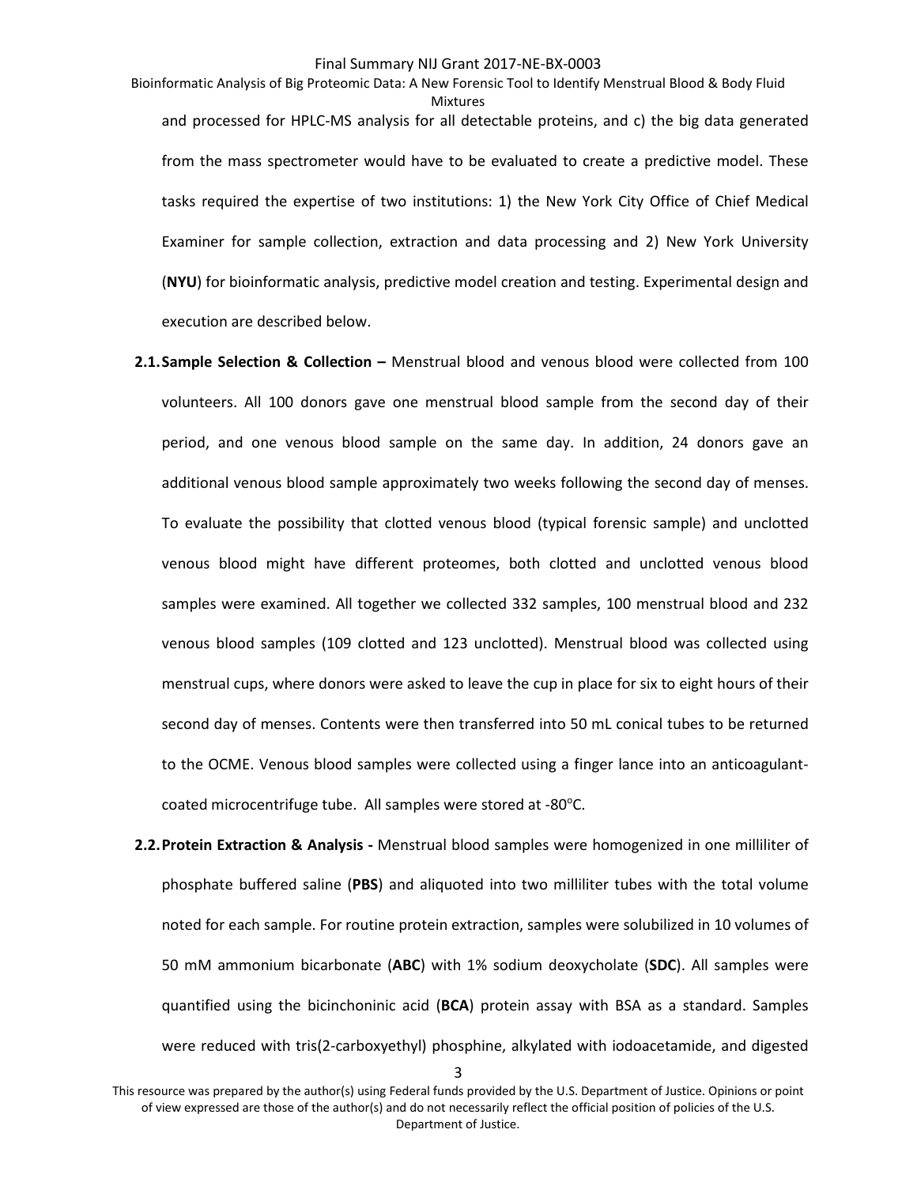and processed for HPLC-MS analysis for all detectable proteins, and c) the big data generated from the mass spectrometer would have to be evaluated to create a predictive model. These tasks required the expertise of two institutions: 1) the New York City Office of Chief Medical Examiner for sample collection, extraction and data processing and 2) New York University (**NYU**) for bioinformatic analysis, predictive model creation and testing. Experimental design and execution are described below.

**2.1. Sample Selection & Collection –** Menstrual blood and venous blood were collected from 100 volunteers. All 100 donors gave one menstrual blood sample from the second day of their period, and one venous blood sample on the same day. In addition, 24 donors gave an additional venous blood sample approximately two weeks following the second day of menses. To evaluate the possibility that clotted venous blood (typical forensic sample) and unclotted venous blood might have different proteomes, both clotted and unclotted venous blood samples were examined. All together we collected 332 samples, 100 menstrual blood and 232 venous blood samples (109 clotted and 123 unclotted). Menstrual blood was collected using menstrual cups, where donors were asked to leave the cup in place for six to eight hours of their second day of menses. Contents were then transferred into 50 mL conical tubes to be returned to the OCME. Venous blood samples were collected using a finger lance into an anticoagulant-coated microcentrifuge tube. All samples were stored at -80°C.

**2.2. Protein Extraction & Analysis -** Menstrual blood samples were homogenized in one milliliter of phosphate buffered saline (**PBS**) and aliquoted into two milliliter tubes with the total volume noted for each sample. For routine protein extraction, samples were solubilized in 10 volumes of 50 mM ammonium bicarbonate (**ABC**) with 1% sodium deoxycholate (**SDC**). All samples were quantified using the bicinchoninic acid (**BCA**) protein assay with BSA as a standard. Samples were reduced with tris(2-carboxyethyl) phosphine, alkylated with iodoacetamide, and digested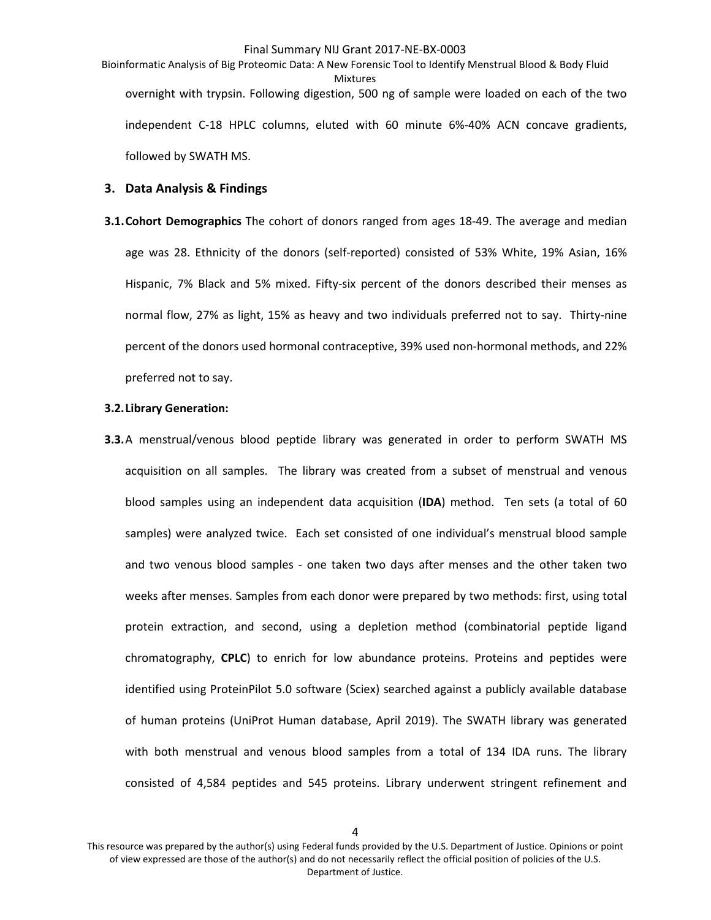overnight with trypsin. Following digestion, 500 ng of sample were loaded on each of the two independent C-18 HPLC columns, eluted with 60 minute 6%-40% ACN concave gradients, followed by SWATH MS.

## 3. Data Analysis & Findings

**3.1. Cohort Demographics** The cohort of donors ranged from ages 18-49. The average and median age was 28. Ethnicity of the donors (self-reported) consisted of 53% White, 19% Asian, 16% Hispanic, 7% Black and 5% mixed. Fifty-six percent of the donors described their menses as normal flow, 27% as light, 15% as heavy and two individuals preferred not to say. Thirty-nine percent of the donors used hormonal contraceptive, 39% used non-hormonal methods, and 22% preferred not to say.

**3.2. Library Generation:**

**3.3.** A menstrual/venous blood peptide library was generated in order to perform SWATH MS acquisition on all samples. The library was created from a subset of menstrual and venous blood samples using an independent data acquisition (**IDA**) method. Ten sets (a total of 60 samples) were analyzed twice. Each set consisted of one individual's menstrual blood sample and two venous blood samples - one taken two days after menses and the other taken two weeks after menses. Samples from each donor were prepared by two methods: first, using total protein extraction, and second, using a depletion method (combinatorial peptide ligand chromatography, **CPLC**) to enrich for low abundance proteins. Proteins and peptides were identified using ProteinPilot 5.0 software (Sciex) searched against a publicly available database of human proteins (UniProt Human database, April 2019). The SWATH library was generated with both menstrual and venous blood samples from a total of 134 IDA runs. The library consisted of 4,584 peptides and 545 proteins. Library underwent stringent refinement and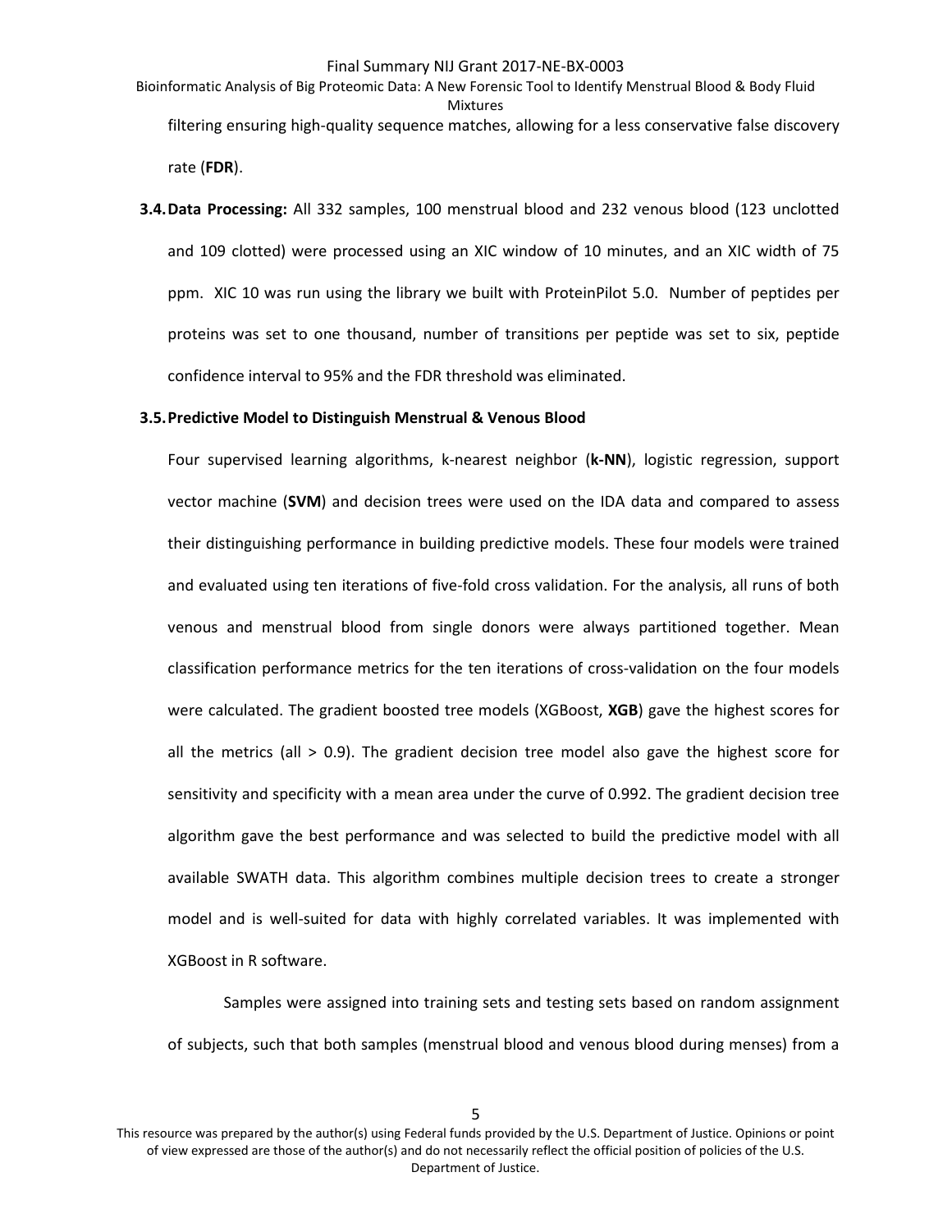filtering ensuring high-quality sequence matches, allowing for a less conservative false discovery rate (**FDR**).

**3.4. Data Processing:** All 332 samples, 100 menstrual blood and 232 venous blood (123 unclotted and 109 clotted) were processed using an XIC window of 10 minutes, and an XIC width of 75 ppm. XIC 10 was run using the library we built with ProteinPilot 5.0. Number of peptides per proteins was set to one thousand, number of transitions per peptide was set to six, peptide confidence interval to 95% and the FDR threshold was eliminated.

**3.5. Predictive Model to Distinguish Menstrual & Venous Blood**

Four supervised learning algorithms, k-nearest neighbor (**k-NN**), logistic regression, support vector machine (**SVM**) and decision trees were used on the IDA data and compared to assess their distinguishing performance in building predictive models. These four models were trained and evaluated using ten iterations of five-fold cross validation. For the analysis, all runs of both venous and menstrual blood from single donors were always partitioned together. Mean classification performance metrics for the ten iterations of cross-validation on the four models were calculated. The gradient boosted tree models (XGBoost, **XGB**) gave the highest scores for all the metrics (all > 0.9). The gradient decision tree model also gave the highest score for sensitivity and specificity with a mean area under the curve of 0.992. The gradient decision tree algorithm gave the best performance and was selected to build the predictive model with all available SWATH data. This algorithm combines multiple decision trees to create a stronger model and is well-suited for data with highly correlated variables. It was implemented with XGBoost in R software.

Samples were assigned into training sets and testing sets based on random assignment of subjects, such that both samples (menstrual blood and venous blood during menses) from a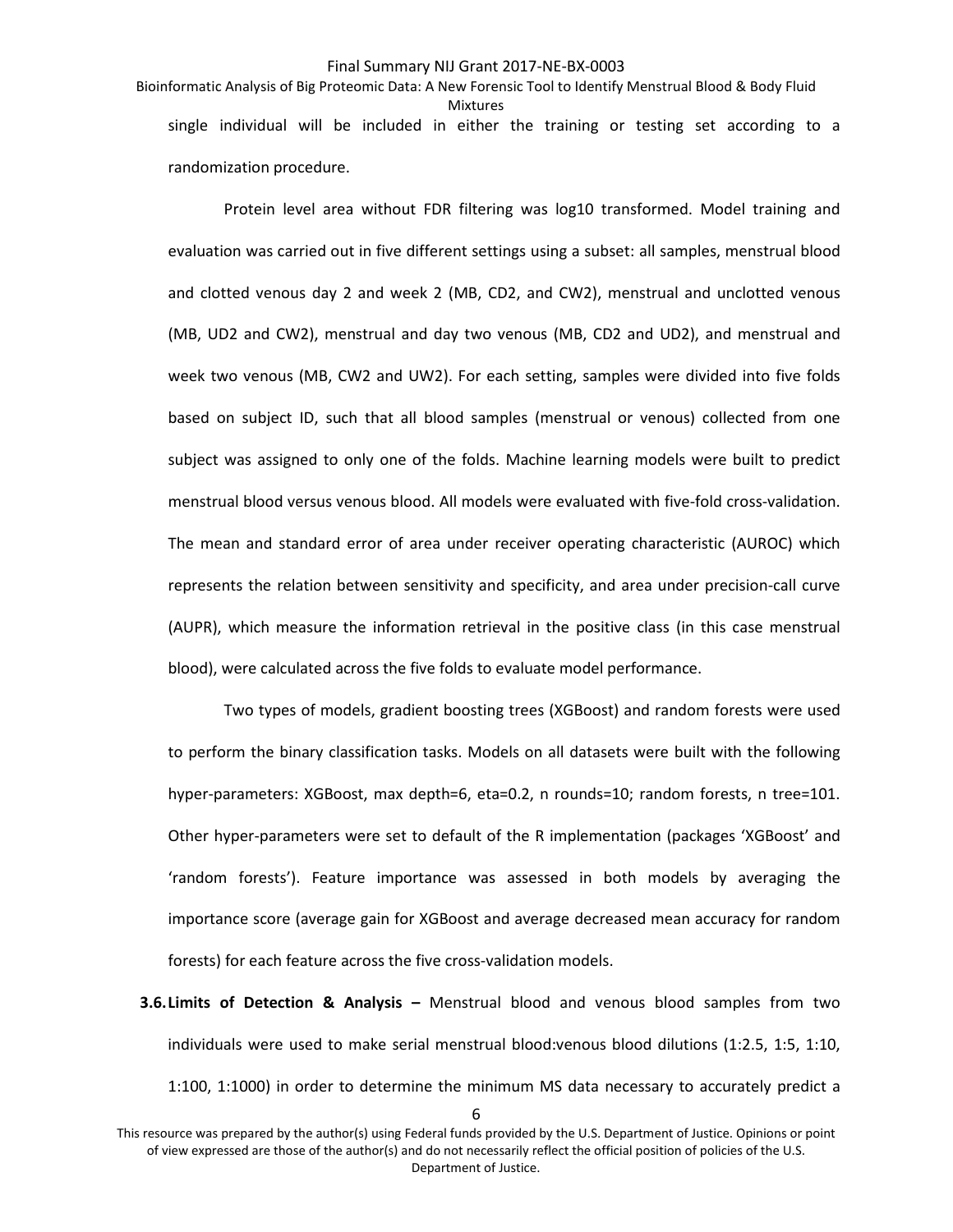single individual will be included in either the training or testing set according to a randomization procedure.

Protein level area without FDR filtering was log10 transformed. Model training and evaluation was carried out in five different settings using a subset: all samples, menstrual blood and clotted venous day 2 and week 2 (MB, CD2, and CW2), menstrual and unclotted venous (MB, UD2 and CW2), menstrual and day two venous (MB, CD2 and UD2), and menstrual and week two venous (MB, CW2 and UW2). For each setting, samples were divided into five folds based on subject ID, such that all blood samples (menstrual or venous) collected from one subject was assigned to only one of the folds. Machine learning models were built to predict menstrual blood versus venous blood. All models were evaluated with five-fold cross-validation. The mean and standard error of area under receiver operating characteristic (AUROC) which represents the relation between sensitivity and specificity, and area under precision-call curve (AUPR), which measure the information retrieval in the positive class (in this case menstrual blood), were calculated across the five folds to evaluate model performance.

Two types of models, gradient boosting trees (XGBoost) and random forests were used to perform the binary classification tasks. Models on all datasets were built with the following hyper-parameters: XGBoost, max depth=6, eta=0.2, n rounds=10; random forests, n tree=101. Other hyper-parameters were set to default of the R implementation (packages 'XGBoost' and 'random forests'). Feature importance was assessed in both models by averaging the importance score (average gain for XGBoost and average decreased mean accuracy for random forests) for each feature across the five cross-validation models.

**3.6. Limits of Detection & Analysis –** Menstrual blood and venous blood samples from two individuals were used to make serial menstrual blood:venous blood dilutions (1:2.5, 1:5, 1:10, 1:100, 1:1000) in order to determine the minimum MS data necessary to accurately predict a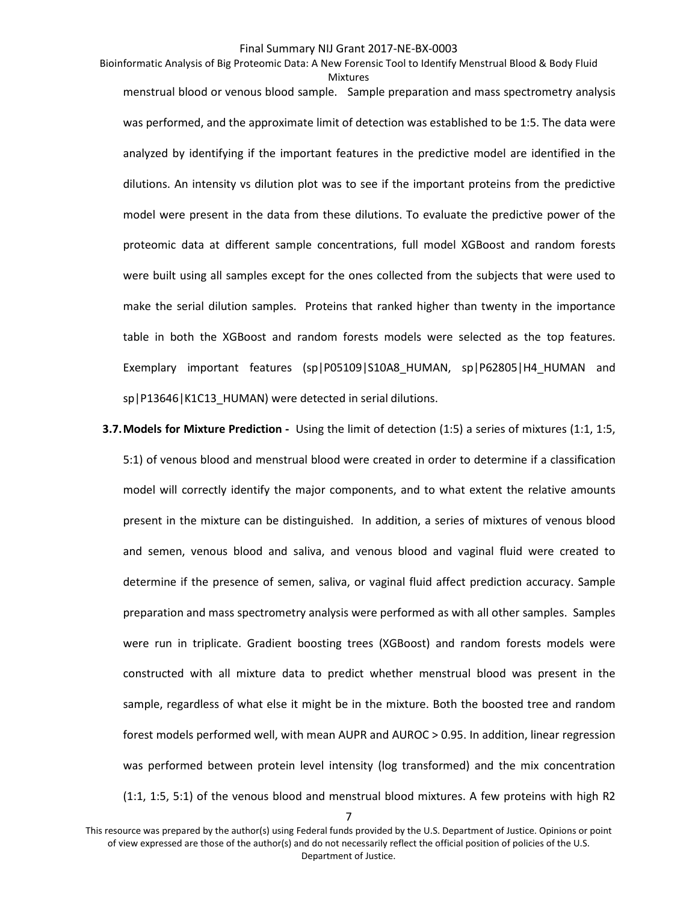menstrual blood or venous blood sample. Sample preparation and mass spectrometry analysis was performed, and the approximate limit of detection was established to be 1:5. The data were analyzed by identifying if the important features in the predictive model are identified in the dilutions. An intensity vs dilution plot was to see if the important proteins from the predictive model were present in the data from these dilutions. To evaluate the predictive power of the proteomic data at different sample concentrations, full model XGBoost and random forests were built using all samples except for the ones collected from the subjects that were used to make the serial dilution samples. Proteins that ranked higher than twenty in the importance table in both the XGBoost and random forests models were selected as the top features. Exemplary important features (sp|P05109|S10A8_HUMAN, sp|P62805|H4_HUMAN and sp|P13646|K1C13_HUMAN) were detected in serial dilutions.

**3.7. Models for Mixture Prediction -** Using the limit of detection (1:5) a series of mixtures (1:1, 1:5, 5:1) of venous blood and menstrual blood were created in order to determine if a classification model will correctly identify the major components, and to what extent the relative amounts present in the mixture can be distinguished. In addition, a series of mixtures of venous blood and semen, venous blood and saliva, and venous blood and vaginal fluid were created to determine if the presence of semen, saliva, or vaginal fluid affect prediction accuracy. Sample preparation and mass spectrometry analysis were performed as with all other samples. Samples were run in triplicate. Gradient boosting trees (XGBoost) and random forests models were constructed with all mixture data to predict whether menstrual blood was present in the sample, regardless of what else it might be in the mixture. Both the boosted tree and random forest models performed well, with mean AUPR and AUROC > 0.95. In addition, linear regression was performed between protein level intensity (log transformed) and the mix concentration (1:1, 1:5, 5:1) of the venous blood and menstrual blood mixtures. A few proteins with high $R^2$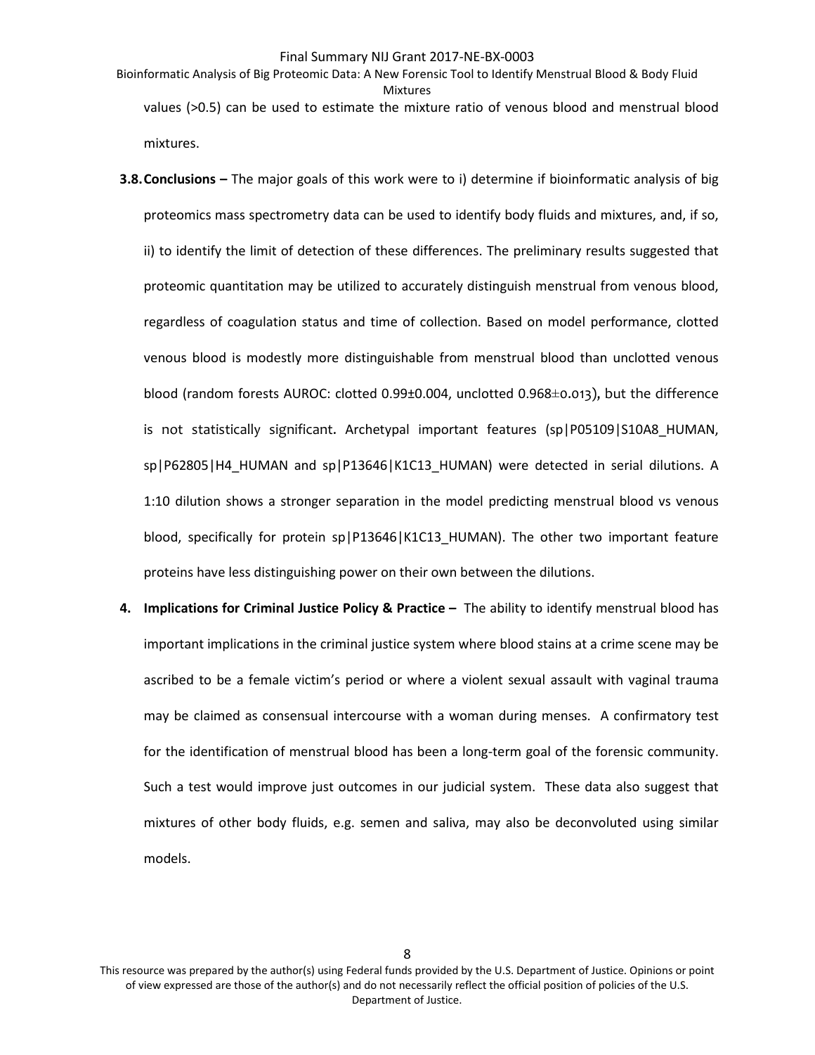values (>0.5) can be used to estimate the mixture ratio of venous blood and menstrual blood mixtures.

**3.8. Conclusions –** The major goals of this work were to i) determine if bioinformatic analysis of big proteomics mass spectrometry data can be used to identify body fluids and mixtures, and, if so, ii) to identify the limit of detection of these differences. The preliminary results suggested that proteomic quantitation may be utilized to accurately distinguish menstrual from venous blood, regardless of coagulation status and time of collection. Based on model performance, clotted venous blood is modestly more distinguishable from menstrual blood than unclotted venous blood (random forests AUROC: clotted 0.99±0.004, unclotted 0.968±0.013), but the difference is not statistically significant. Archetypal important features (sp|P05109|S10A8_HUMAN, sp|P62805|H4_HUMAN and sp|P13646|K1C13_HUMAN) were detected in serial dilutions. A 1:10 dilution shows a stronger separation in the model predicting menstrual blood vs venous blood, specifically for protein sp|P13646|K1C13_HUMAN). The other two important feature proteins have less distinguishing power on their own between the dilutions.

**4. Implications for Criminal Justice Policy & Practice –** The ability to identify menstrual blood has important implications in the criminal justice system where blood stains at a crime scene may be ascribed to be a female victim's period or where a violent sexual assault with vaginal trauma may be claimed as consensual intercourse with a woman during menses. A confirmatory test for the identification of menstrual blood has been a long-term goal of the forensic community. Such a test would improve just outcomes in our judicial system. These data also suggest that mixtures of other body fluids, e.g. semen and saliva, may also be deconvoluted using similar models.